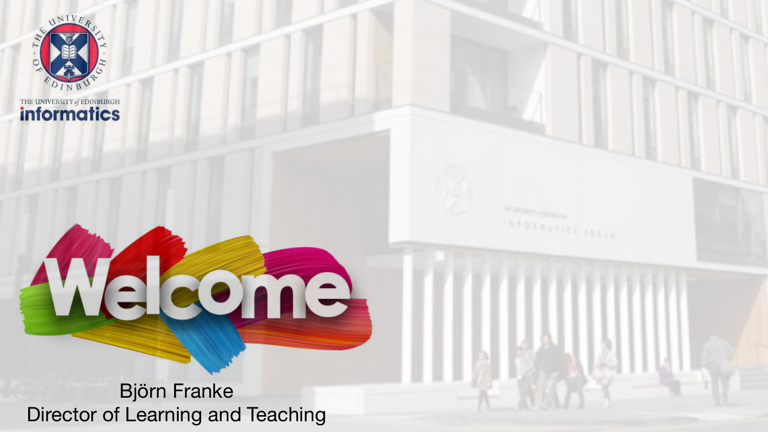THE UNIVERSITY *of* EDINBURGH
**informatics**

# Welcome

Björn Franke
Director of Learning and Teaching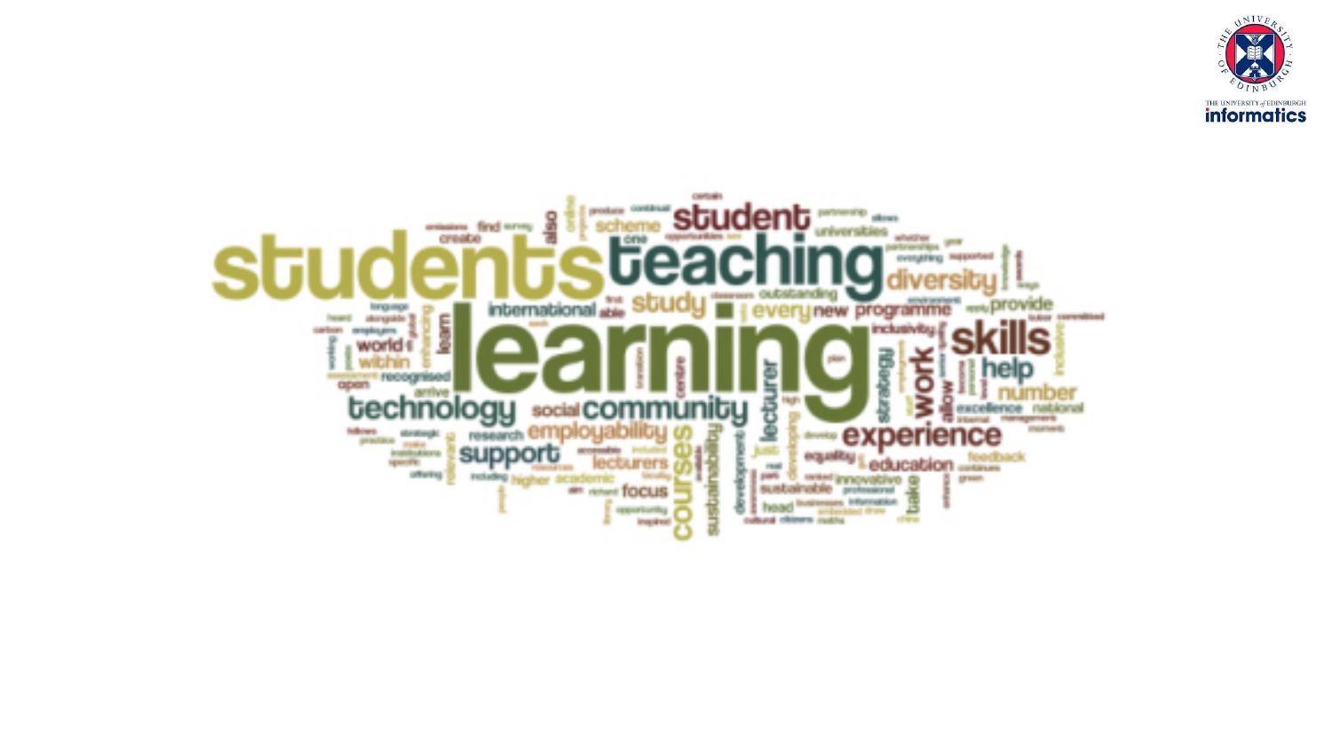students teaching student learning diversity skills help experience community technology support employability courses lecturers lecturer international study every new programme provide inclusivity work strategy number education excellence national equality innovative sustainable sustainability development feedback focus research social recognised within world academic higher universities scheme one also find create outstanding allow inclusive head take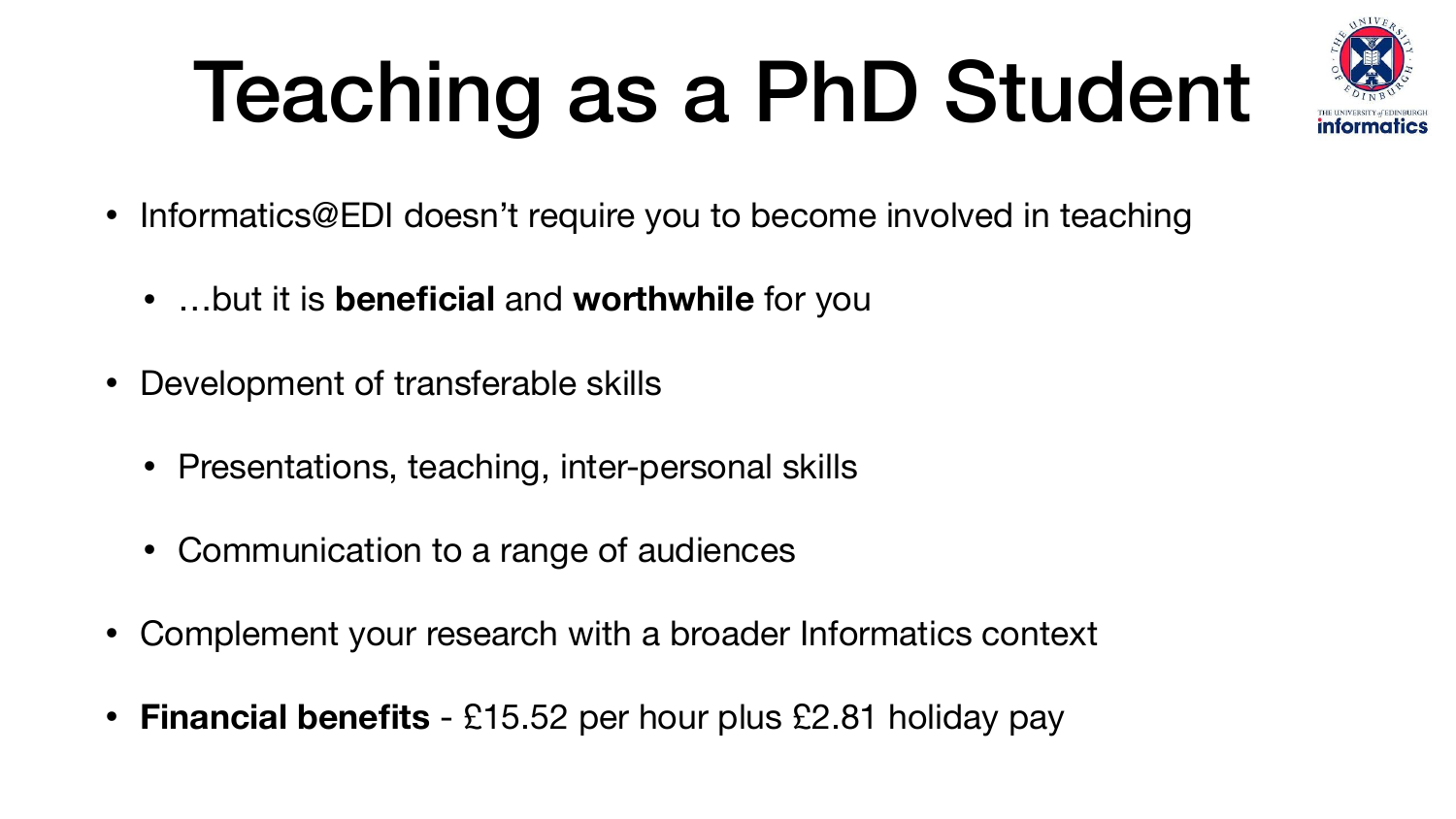# Teaching as a PhD Student

- Informatics@EDI doesn't require you to become involved in teaching
  - …but it is **beneficial** and **worthwhile** for you
- Development of transferable skills
  - Presentations, teaching, inter-personal skills
  - Communication to a range of audiences
- Complement your research with a broader Informatics context
- **Financial benefits** - £15.52 per hour plus £2.81 holiday pay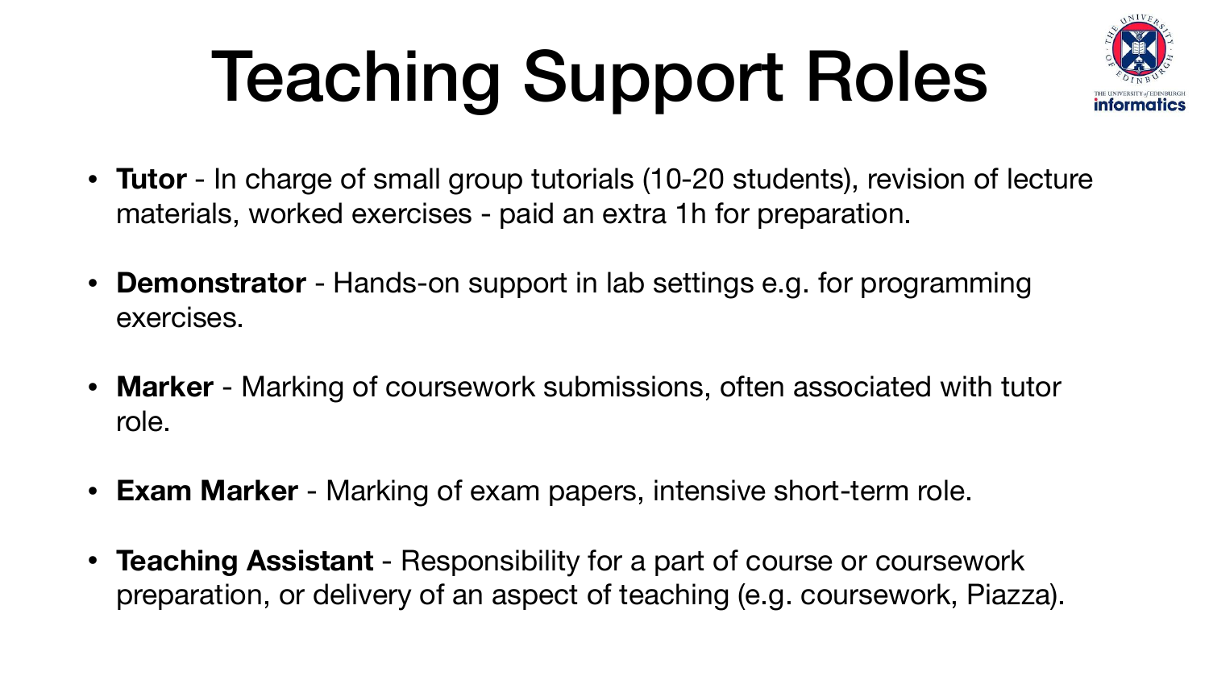# Teaching Support Roles

- **Tutor** - In charge of small group tutorials (10-20 students), revision of lecture materials, worked exercises - paid an extra 1h for preparation.

- **Demonstrator** - Hands-on support in lab settings e.g. for programming exercises.

- **Marker** - Marking of coursework submissions, often associated with tutor role.

- **Exam Marker** - Marking of exam papers, intensive short-term role.

- **Teaching Assistant** - Responsibility for a part of course or coursework preparation, or delivery of an aspect of teaching (e.g. coursework, Piazza).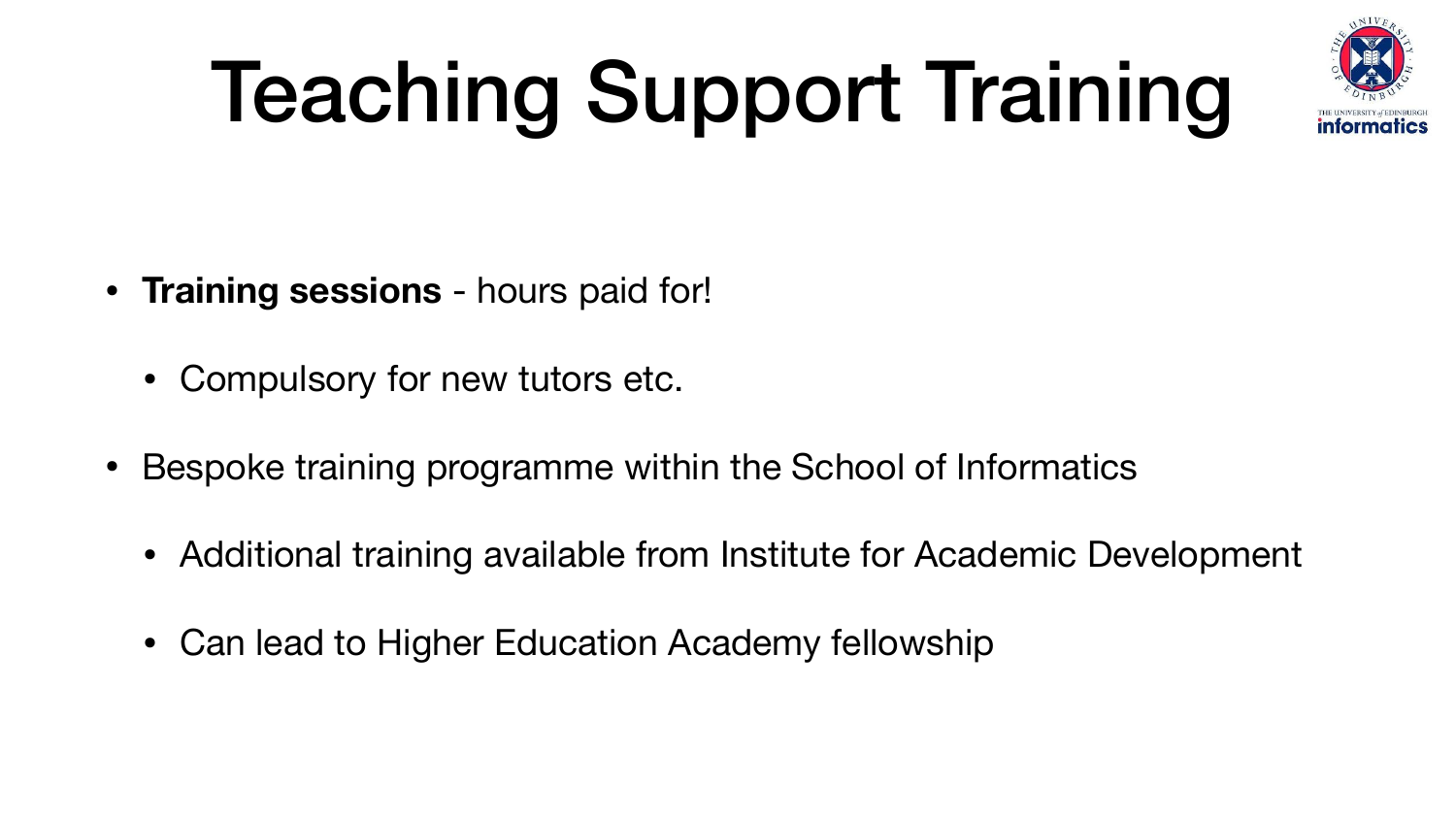# Teaching Support Training

- **Training sessions** - hours paid for!
  - Compulsory for new tutors etc.
- Bespoke training programme within the School of Informatics
  - Additional training available from Institute for Academic Development
  - Can lead to Higher Education Academy fellowship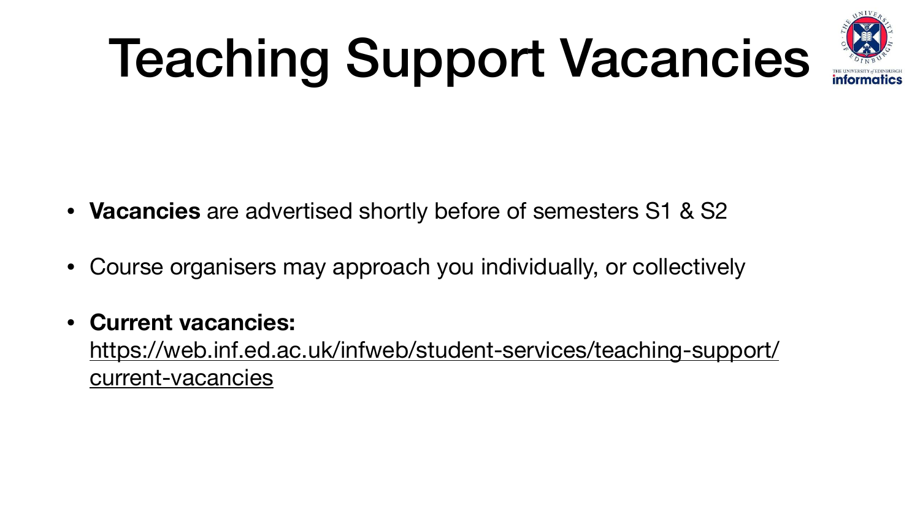# Teaching Support Vacancies

- **Vacancies** are advertised shortly before of semesters S1 & S2
- Course organisers may approach you individually, or collectively
- **Current vacancies:** https://web.inf.ed.ac.uk/infweb/student-services/teaching-support/current-vacancies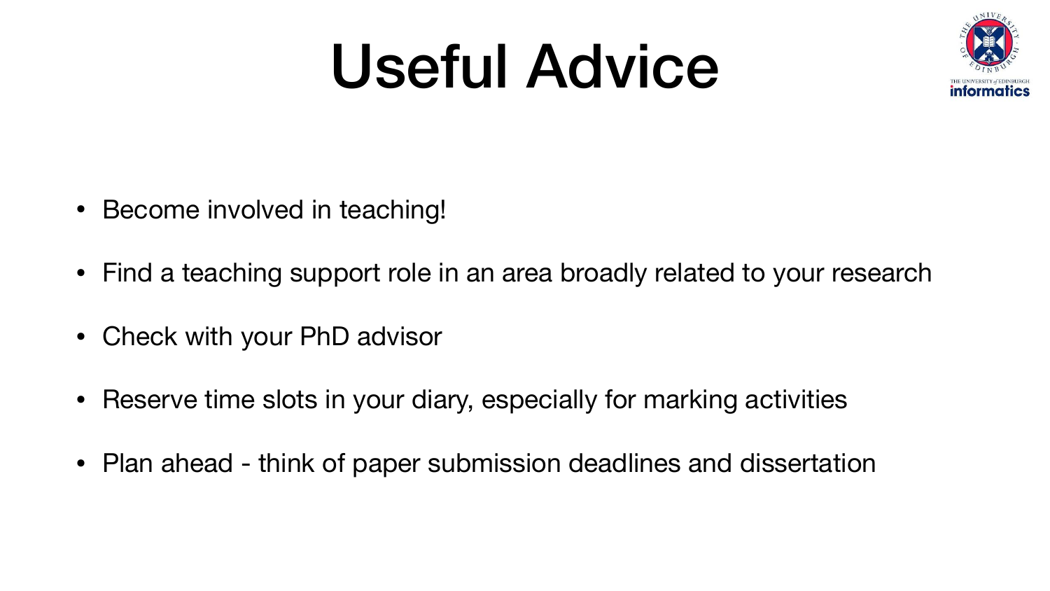# Useful Advice

- Become involved in teaching!
- Find a teaching support role in an area broadly related to your research
- Check with your PhD advisor
- Reserve time slots in your diary, especially for marking activities
- Plan ahead - think of paper submission deadlines and dissertation